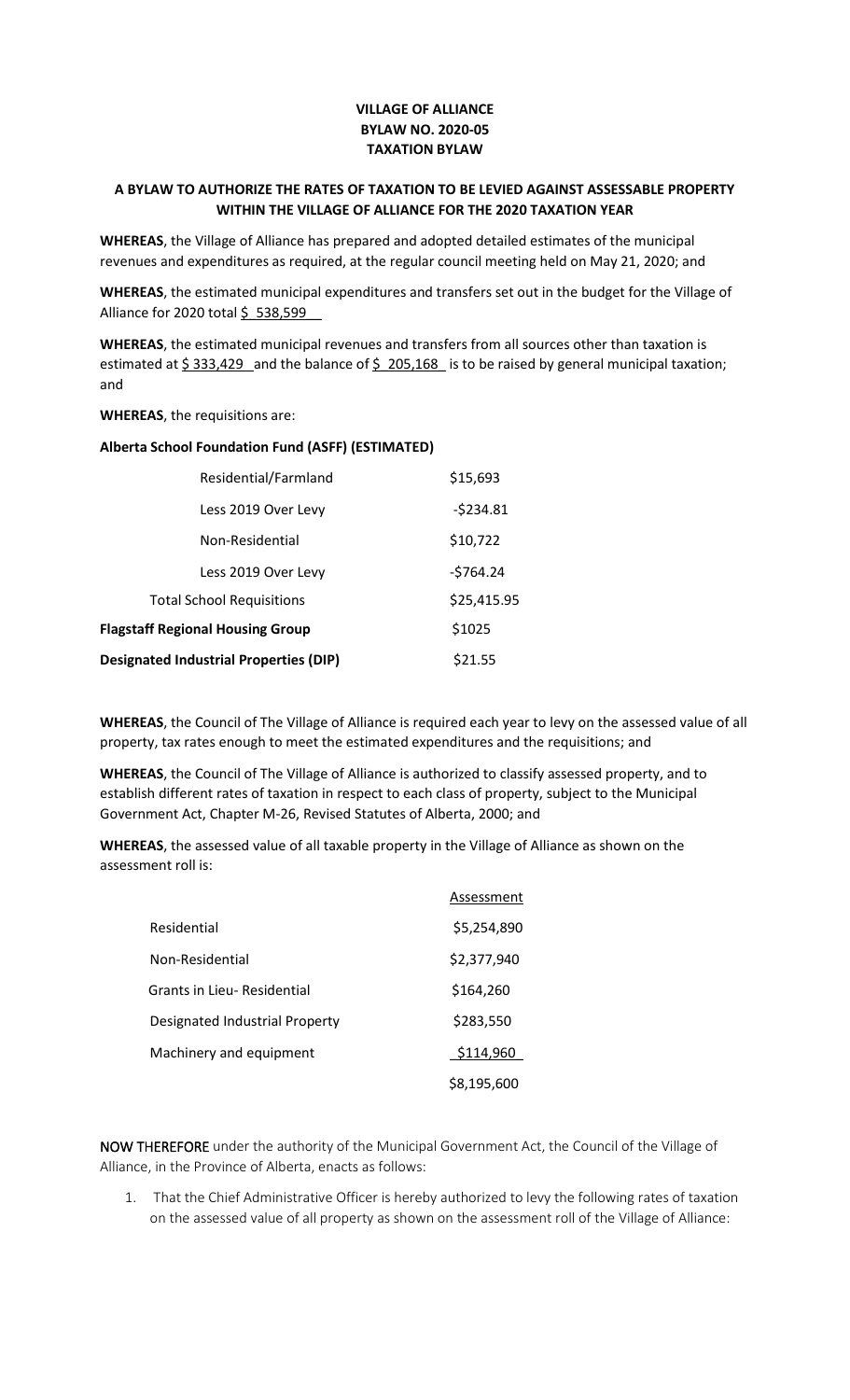# VILLAGE OF ALLIANCE
# BYLAW NO. 2020-05
# TAXATION BYLAW

## A BYLAW TO AUTHORIZE THE RATES OF TAXATION TO BE LEVIED AGAINST ASSESSABLE PROPERTY WITHIN THE VILLAGE OF ALLIANCE FOR THE 2020 TAXATION YEAR

**WHEREAS**, the Village of Alliance has prepared and adopted detailed estimates of the municipal revenues and expenditures as required, at the regular council meeting held on May 21, 2020; and

**WHEREAS**, the estimated municipal expenditures and transfers set out in the budget for the Village of Alliance for 2020 total $ 538,599

**WHEREAS**, the estimated municipal revenues and transfers from all sources other than taxation is estimated at $ 333,429 and the balance of $ 205,168 is to be raised by general municipal taxation; and

**WHEREAS**, the requisitions are:

**Alberta School Foundation Fund (ASFF) (ESTIMATED)**

| | |
|---|---|
| Residential/Farmland | $15,693 |
| Less 2019 Over Levy | -$234.81 |
| Non-Residential | $10,722 |
| Less 2019 Over Levy | -$764.24 |
| Total School Requisitions | $25,415.95 |
| **Flagstaff Regional Housing Group** | $1025 |
| **Designated Industrial Properties (DIP)** | $21.55 |

**WHEREAS**, the Council of The Village of Alliance is required each year to levy on the assessed value of all property, tax rates enough to meet the estimated expenditures and the requisitions; and

**WHEREAS**, the Council of The Village of Alliance is authorized to classify assessed property, and to establish different rates of taxation in respect to each class of property, subject to the Municipal Government Act, Chapter M-26, Revised Statutes of Alberta, 2000; and

**WHEREAS**, the assessed value of all taxable property in the Village of Alliance as shown on the assessment roll is:

| | Assessment |
|---|---|
| Residential | $5,254,890 |
| Non-Residential | $2,377,940 |
| Grants in Lieu- Residential | $164,260 |
| Designated Industrial Property | $283,550 |
| Machinery and equipment | $114,960 |
| | $8,195,600 |

**NOW THEREFORE** under the authority of the Municipal Government Act, the Council of the Village of Alliance, in the Province of Alberta, enacts as follows:

1. That the Chief Administrative Officer is hereby authorized to levy the following rates of taxation on the assessed value of all property as shown on the assessment roll of the Village of Alliance: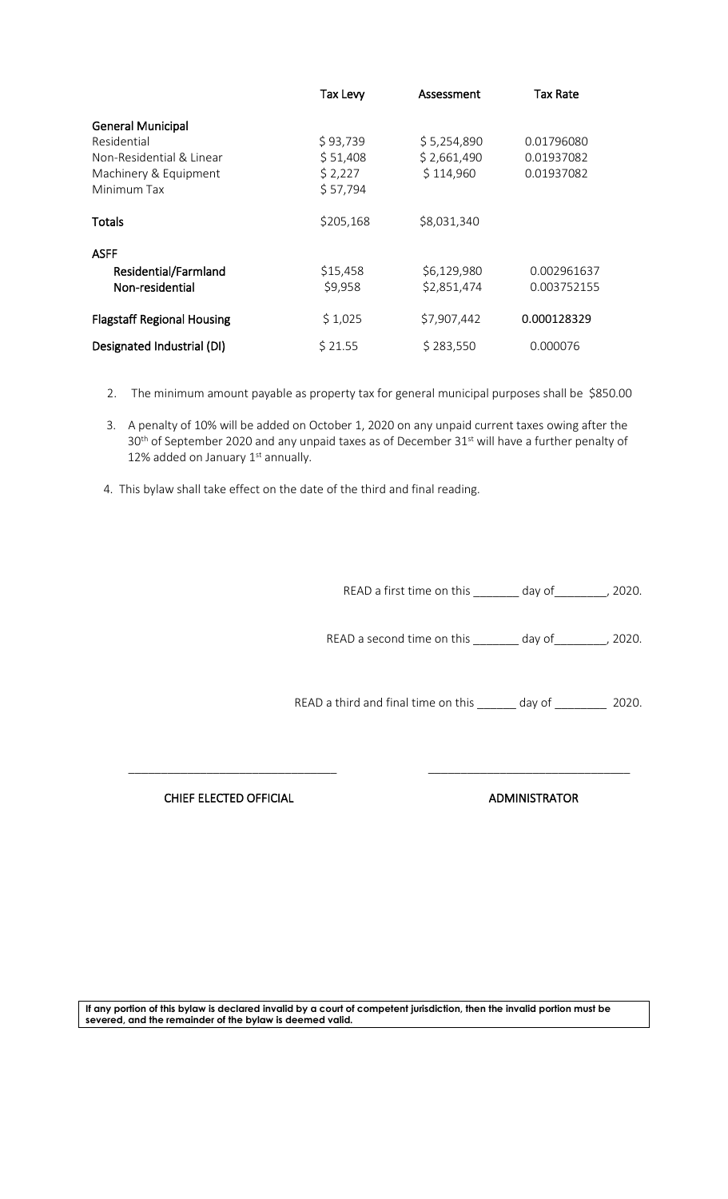| | Tax Levy | Assessment | Tax Rate |
|---|---|---|---|
| **General Municipal** | | | |
| Residential | $ 93,739 | $ 5,254,890 | 0.01796080 |
| Non-Residential & Linear | $ 51,408 | $ 2,661,490 | 0.01937082 |
| Machinery & Equipment | $ 2,227 | $ 114,960 | 0.01937082 |
| Minimum Tax | $ 57,794 | | |
| **Totals** | $205,168 | $8,031,340 | |
| **ASFF** | | | |
| **Residential/Farmland** | $15,458 | $6,129,980 | 0.002961637 |
| **Non-residential** | $9,958 | $2,851,474 | 0.003752155 |
| **Flagstaff Regional Housing** | $ 1,025 | $7,907,442 | 0.000128329 |
| **Designated Industrial (DI)** | $ 21.55 | $ 283,550 | 0.000076 |

2. The minimum amount payable as property tax for general municipal purposes shall be $850.00

3. A penalty of 10% will be added on October 1, 2020 on any unpaid current taxes owing after the 30th of September 2020 and any unpaid taxes as of December 31st will have a further penalty of 12% added on January 1st annually.

4. This bylaw shall take effect on the date of the third and final reading.

READ a first time on this _______ day of________, 2020.

READ a second time on this _______ day of________, 2020.

READ a third and final time on this ______ day of ________ 2020.

_______________________________ _______________________________

**CHIEF ELECTED OFFICIAL** **ADMINISTRATOR**

**If any portion of this bylaw is declared invalid by a court of competent jurisdiction, then the invalid portion must be severed, and the remainder of the bylaw is deemed valid.**